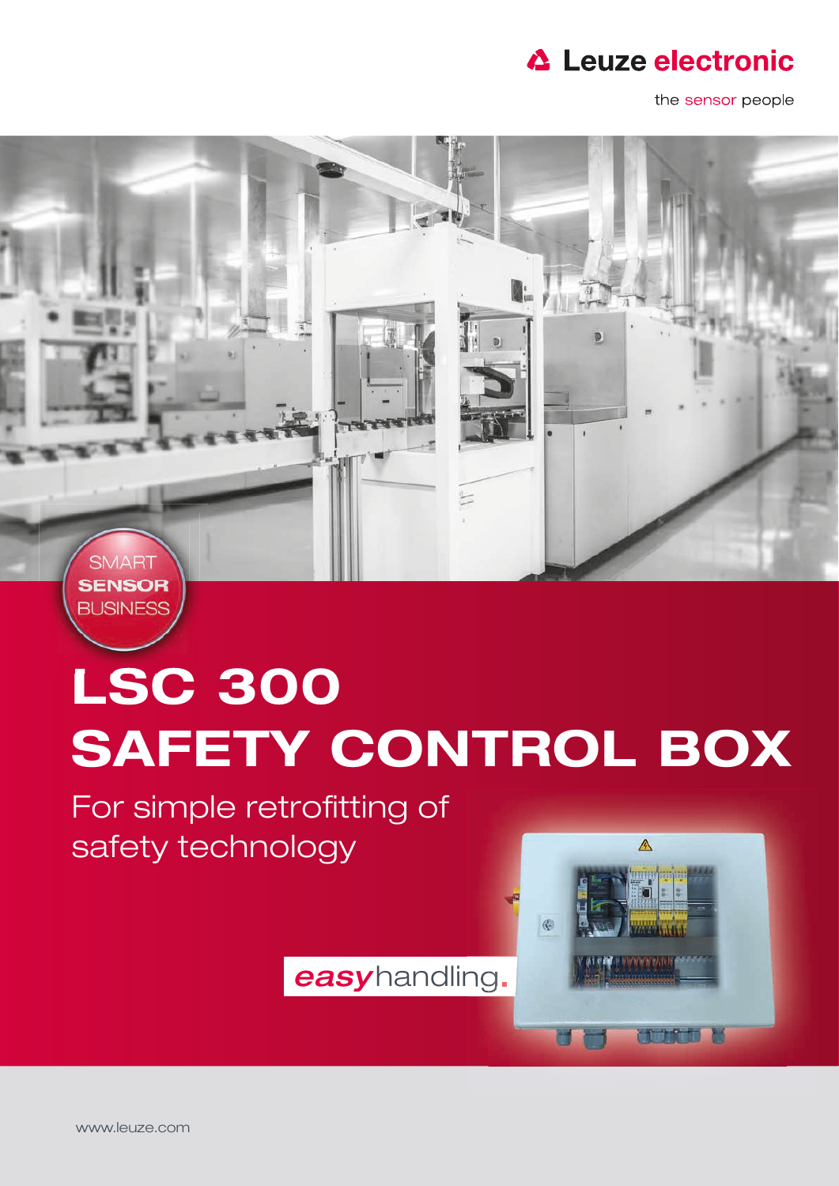Leuze electronic

the sensor people

SMART SENSOR BUSINESS

# LSC 300 SAFETY CONTROL BOX

For simple retrofitting of safety technology

*easy*handling.

www.leuze.com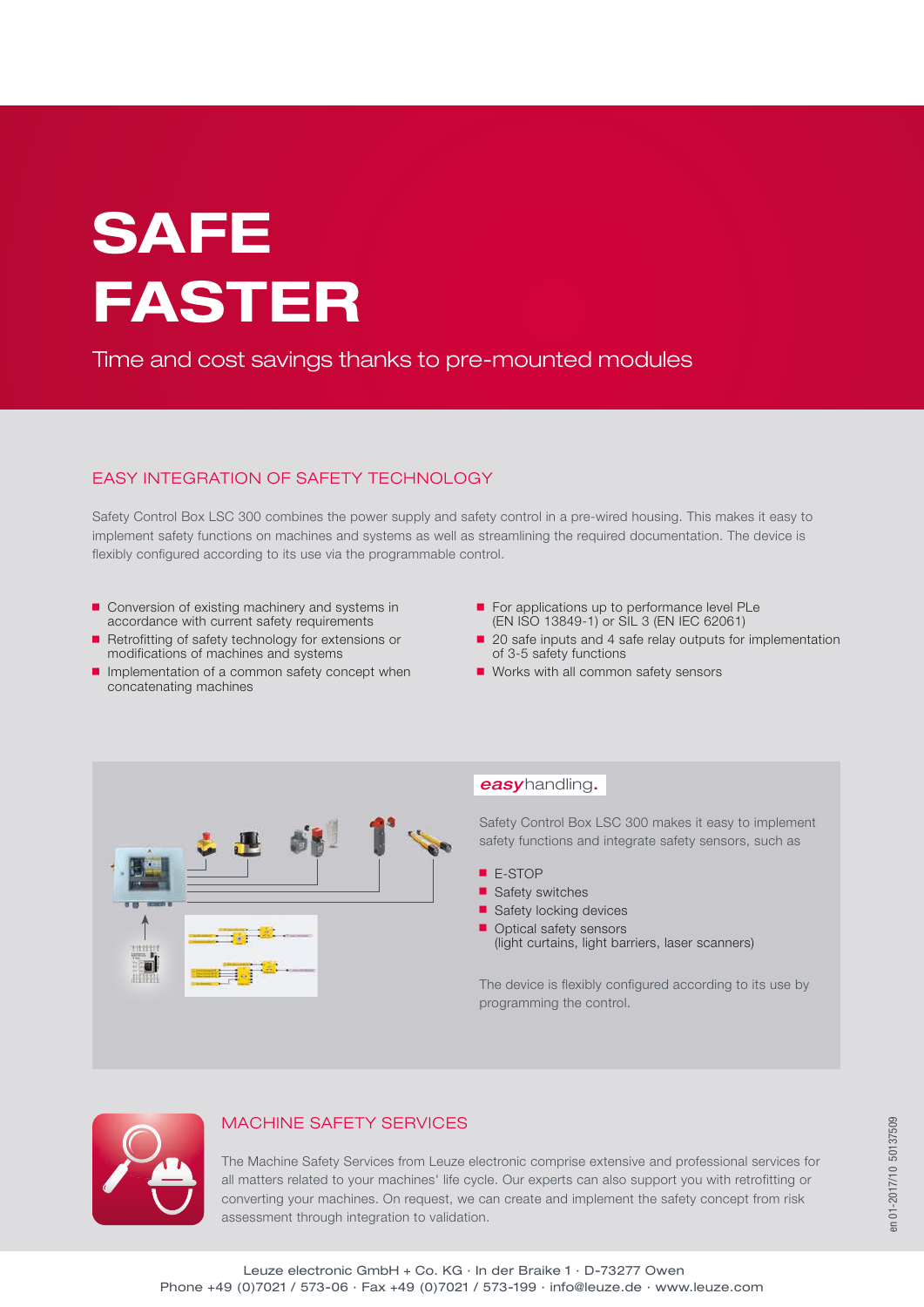# SAFE FASTER

Time and cost savings thanks to pre-mounted modules

## EASY INTEGRATION OF SAFETY TECHNOLOGY

Safety Control Box LSC 300 combines the power supply and safety control in a pre-wired housing. This makes it easy to implement safety functions on machines and systems as well as streamlining the required documentation. The device is flexibly configured according to its use via the programmable control.

- Conversion of existing machinery and systems in accordance with current safety requirements
- Retrofitting of safety technology for extensions or modifications of machines and systems
- Implementation of a common safety concept when concatenating machines
- For applications up to performance level PLe (EN ISO 13849-1) or SIL 3 (EN IEC 62061)
- 20 safe inputs and 4 safe relay outputs for implementation of 3-5 safety functions
- Works with all common safety sensors

***easy**handling.*

Safety Control Box LSC 300 makes it easy to implement safety functions and integrate safety sensors, such as

- E-STOP
- Safety switches
- Safety locking devices
- Optical safety sensors (light curtains, light barriers, laser scanners)

The device is flexibly configured according to its use by programming the control.

## MACHINE SAFETY SERVICES

The Machine Safety Services from Leuze electronic comprise extensive and professional services for all matters related to your machines' life cycle. Our experts can also support you with retrofitting or converting your machines. On request, we can create and implement the safety concept from risk assessment through integration to validation.

en 01-2017/10 50137509

Leuze electronic GmbH + Co. KG · In der Braike 1 · D-73277 Owen
Phone +49 (0)7021 / 573-06 · Fax +49 (0)7021 / 573-199 · info@leuze.de · www.leuze.com